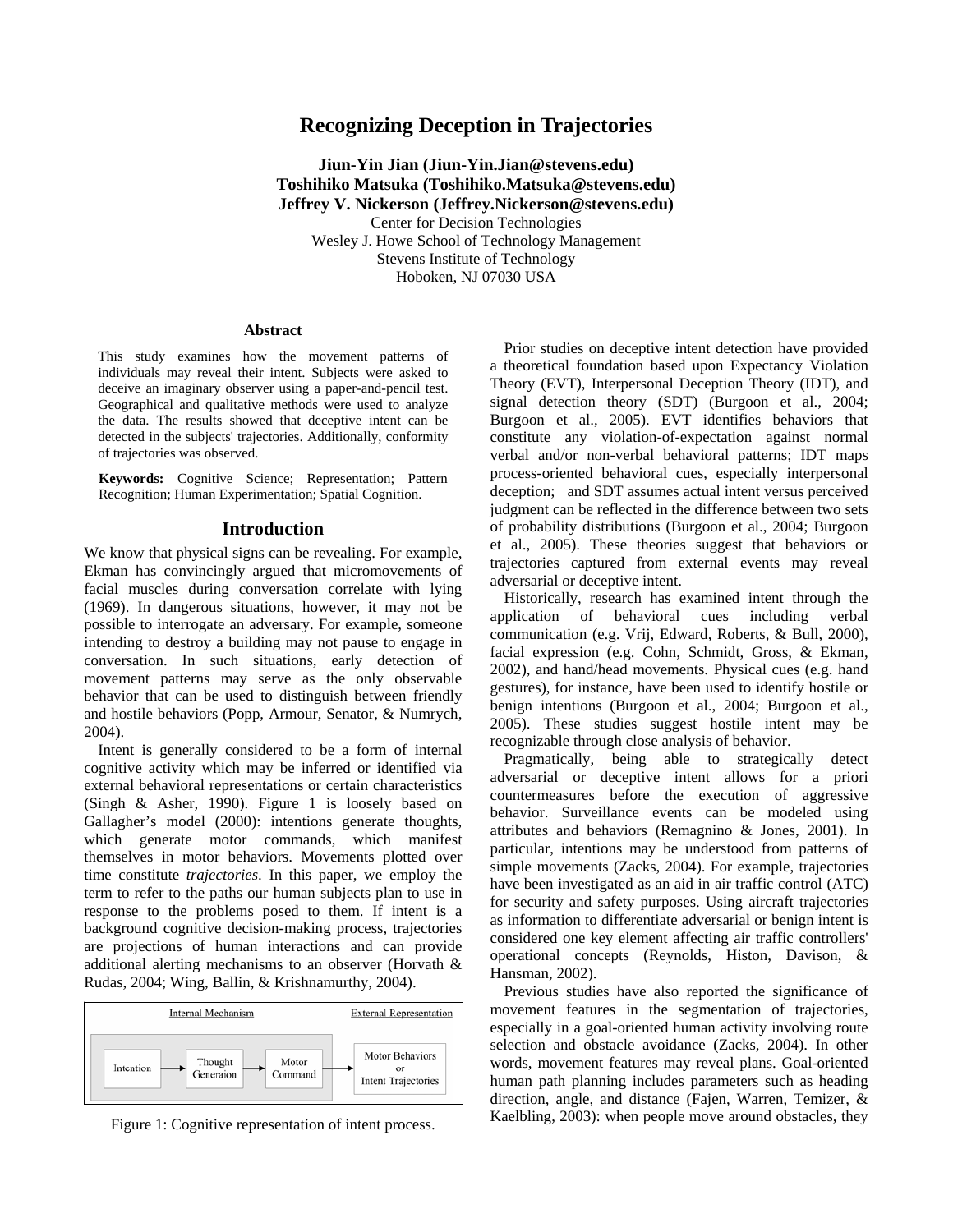# Recognizing Deception in Trajectories

**Jiun-Yin Jian (Jiun-Yin.Jian@stevens.edu)**
**Toshihiko Matsuka (Toshihiko.Matsuka@stevens.edu)**
**Jeffrey V. Nickerson (Jeffrey.Nickerson@stevens.edu)**
Center for Decision Technologies
Wesley J. Howe School of Technology Management
Stevens Institute of Technology
Hoboken, NJ 07030 USA

## Abstract

This study examines how the movement patterns of individuals may reveal their intent. Subjects were asked to deceive an imaginary observer using a paper-and-pencil test. Geographical and qualitative methods were used to analyze the data. The results showed that deceptive intent can be detected in the subjects' trajectories. Additionally, conformity of trajectories was observed.

**Keywords:** Cognitive Science; Representation; Pattern Recognition; Human Experimentation; Spatial Cognition.

## Introduction

We know that physical signs can be revealing. For example, Ekman has convincingly argued that micromovements of facial muscles during conversation correlate with lying (1969). In dangerous situations, however, it may not be possible to interrogate an adversary. For example, someone intending to destroy a building may not pause to engage in conversation. In such situations, early detection of movement patterns may serve as the only observable behavior that can be used to distinguish between friendly and hostile behaviors (Popp, Armour, Senator, & Numrych, 2004).

Intent is generally considered to be a form of internal cognitive activity which may be inferred or identified via external behavioral representations or certain characteristics (Singh & Asher, 1990). Figure 1 is loosely based on Gallagher's model (2000): intentions generate thoughts, which generate motor commands, which manifest themselves in motor behaviors. Movements plotted over time constitute *trajectories*. In this paper, we employ the term to refer to the paths our human subjects plan to use in response to the problems posed to them. If intent is a background cognitive decision-making process, trajectories are projections of human interactions and can provide additional alerting mechanisms to an observer (Horvath & Rudas, 2004; Wing, Ballin, & Krishnamurthy, 2004).

Internal Mechanism: Intention → Thought Generaion → Motor Command → External Representation: Motor Behaviors or Intent Trajectories

Figure 1: Cognitive representation of intent process.

Prior studies on deceptive intent detection have provided a theoretical foundation based upon Expectancy Violation Theory (EVT), Interpersonal Deception Theory (IDT), and signal detection theory (SDT) (Burgoon et al., 2004; Burgoon et al., 2005). EVT identifies behaviors that constitute any violation-of-expectation against normal verbal and/or non-verbal behavioral patterns; IDT maps process-oriented behavioral cues, especially interpersonal deception; and SDT assumes actual intent versus perceived judgment can be reflected in the difference between two sets of probability distributions (Burgoon et al., 2004; Burgoon et al., 2005). These theories suggest that behaviors or trajectories captured from external events may reveal adversarial or deceptive intent.

Historically, research has examined intent through the application of behavioral cues including verbal communication (e.g. Vrij, Edward, Roberts, & Bull, 2000), facial expression (e.g. Cohn, Schmidt, Gross, & Ekman, 2002), and hand/head movements. Physical cues (e.g. hand gestures), for instance, have been used to identify hostile or benign intentions (Burgoon et al., 2004; Burgoon et al., 2005). These studies suggest hostile intent may be recognizable through close analysis of behavior.

Pragmatically, being able to strategically detect adversarial or deceptive intent allows for a priori countermeasures before the execution of aggressive behavior. Surveillance events can be modeled using attributes and behaviors (Remagnino & Jones, 2001). In particular, intentions may be understood from patterns of simple movements (Zacks, 2004). For example, trajectories have been investigated as an aid in air traffic control (ATC) for security and safety purposes. Using aircraft trajectories as information to differentiate adversarial or benign intent is considered one key element affecting air traffic controllers' operational concepts (Reynolds, Histon, Davison, & Hansman, 2002).

Previous studies have also reported the significance of movement features in the segmentation of trajectories, especially in a goal-oriented human activity involving route selection and obstacle avoidance (Zacks, 2004). In other words, movement features may reveal plans. Goal-oriented human path planning includes parameters such as heading direction, angle, and distance (Fajen, Warren, Temizer, & Kaelbling, 2003): when people move around obstacles, they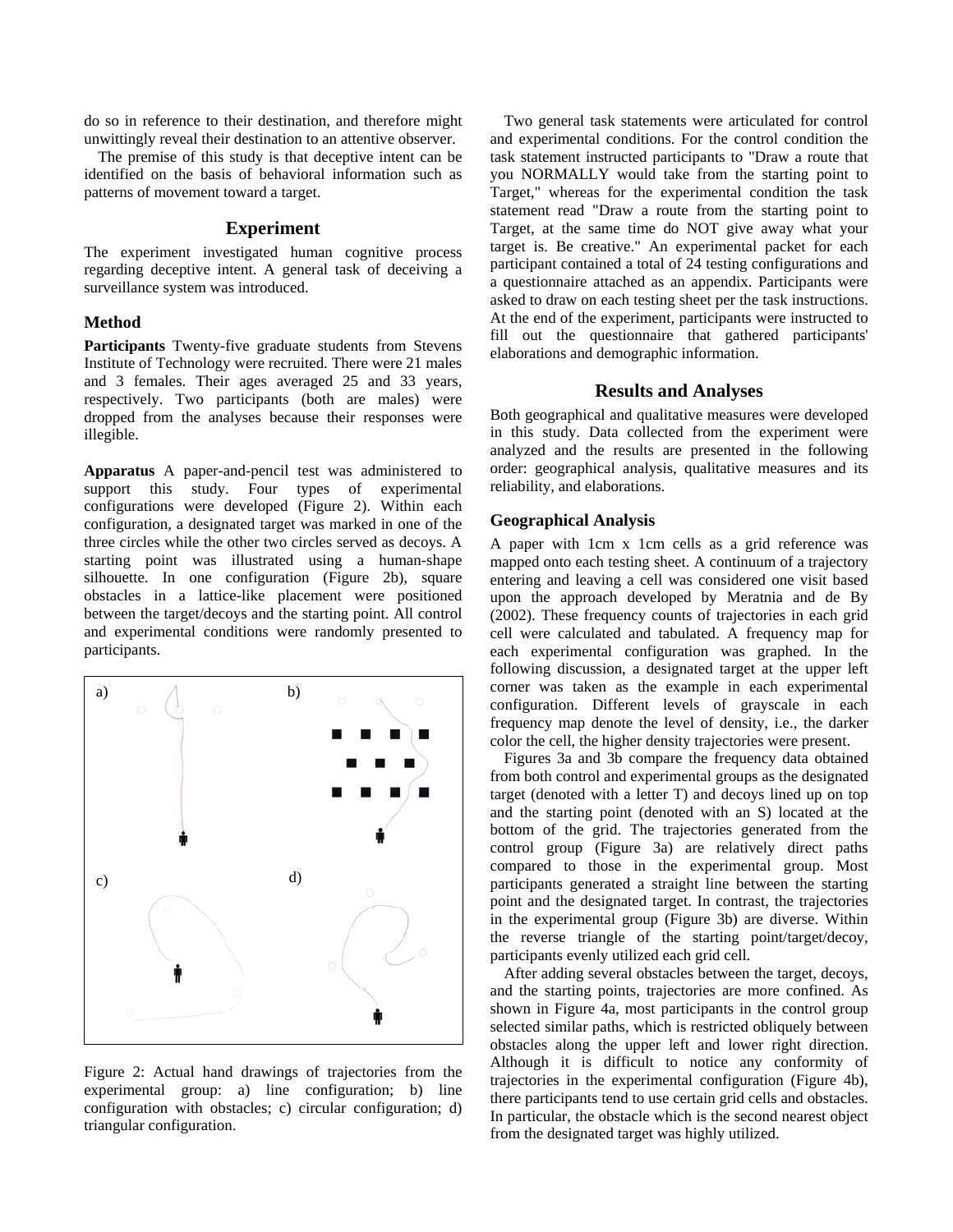do so in reference to their destination, and therefore might unwittingly reveal their destination to an attentive observer.

The premise of this study is that deceptive intent can be identified on the basis of behavioral information such as patterns of movement toward a target.

## Experiment

The experiment investigated human cognitive process regarding deceptive intent. A general task of deceiving a surveillance system was introduced.

### Method

**Participants** Twenty-five graduate students from Stevens Institute of Technology were recruited. There were 21 males and 3 females. Their ages averaged 25 and 33 years, respectively. Two participants (both are males) were dropped from the analyses because their responses were illegible.

**Apparatus** A paper-and-pencil test was administered to support this study. Four types of experimental configurations were developed (Figure 2). Within each configuration, a designated target was marked in one of the three circles while the other two circles served as decoys. A starting point was illustrated using a human-shape silhouette. In one configuration (Figure 2b), square obstacles in a lattice-like placement were positioned between the target/decoys and the starting point. All control and experimental conditions were randomly presented to participants.

Figure 2: Actual hand drawings of trajectories from the experimental group: a) line configuration; b) line configuration with obstacles; c) circular configuration; d) triangular configuration.

Two general task statements were articulated for control and experimental conditions. For the control condition the task statement instructed participants to "Draw a route that you NORMALLY would take from the starting point to Target," whereas for the experimental condition the task statement read "Draw a route from the starting point to Target, at the same time do NOT give away what your target is. Be creative." An experimental packet for each participant contained a total of 24 testing configurations and a questionnaire attached as an appendix. Participants were asked to draw on each testing sheet per the task instructions. At the end of the experiment, participants were instructed to fill out the questionnaire that gathered participants' elaborations and demographic information.

## Results and Analyses

Both geographical and qualitative measures were developed in this study. Data collected from the experiment were analyzed and the results are presented in the following order: geographical analysis, qualitative measures and its reliability, and elaborations.

### Geographical Analysis

A paper with 1cm x 1cm cells as a grid reference was mapped onto each testing sheet. A continuum of a trajectory entering and leaving a cell was considered one visit based upon the approach developed by Meratnia and de By (2002). These frequency counts of trajectories in each grid cell were calculated and tabulated. A frequency map for each experimental configuration was graphed. In the following discussion, a designated target at the upper left corner was taken as the example in each experimental configuration. Different levels of grayscale in each frequency map denote the level of density, i.e., the darker color the cell, the higher density trajectories were present.

Figures 3a and 3b compare the frequency data obtained from both control and experimental groups as the designated target (denoted with a letter T) and decoys lined up on top and the starting point (denoted with an S) located at the bottom of the grid. The trajectories generated from the control group (Figure 3a) are relatively direct paths compared to those in the experimental group. Most participants generated a straight line between the starting point and the designated target. In contrast, the trajectories in the experimental group (Figure 3b) are diverse. Within the reverse triangle of the starting point/target/decoy, participants evenly utilized each grid cell.

After adding several obstacles between the target, decoys, and the starting points, trajectories are more confined. As shown in Figure 4a, most participants in the control group selected similar paths, which is restricted obliquely between obstacles along the upper left and lower right direction. Although it is difficult to notice any conformity of trajectories in the experimental configuration (Figure 4b), there participants tend to use certain grid cells and obstacles. In particular, the obstacle which is the second nearest object from the designated target was highly utilized.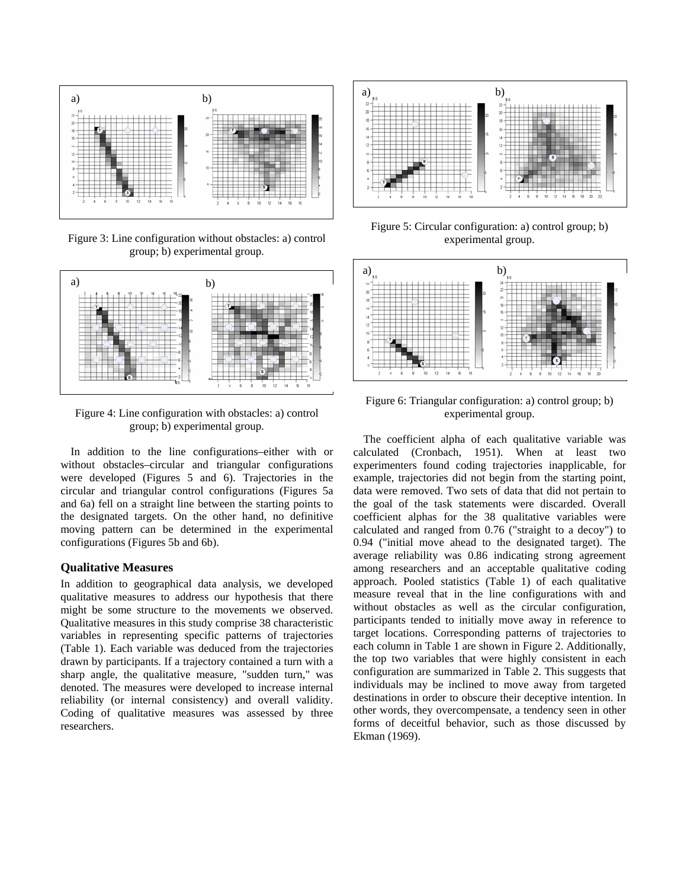Figure 3: Line configuration without obstacles: a) control group; b) experimental group.

Figure 4: Line configuration with obstacles: a) control group; b) experimental group.

In addition to the line configurations–either with or without obstacles–circular and triangular configurations were developed (Figures 5 and 6). Trajectories in the circular and triangular control configurations (Figures 5a and 6a) fell on a straight line between the starting points to the designated targets. On the other hand, no definitive moving pattern can be determined in the experimental configurations (Figures 5b and 6b).

### Qualitative Measures

In addition to geographical data analysis, we developed qualitative measures to address our hypothesis that there might be some structure to the movements we observed. Qualitative measures in this study comprise 38 characteristic variables in representing specific patterns of trajectories (Table 1). Each variable was deduced from the trajectories drawn by participants. If a trajectory contained a turn with a sharp angle, the qualitative measure, "sudden turn," was denoted. The measures were developed to increase internal reliability (or internal consistency) and overall validity. Coding of qualitative measures was assessed by three researchers.

Figure 5: Circular configuration: a) control group; b) experimental group.

Figure 6: Triangular configuration: a) control group; b) experimental group.

The coefficient alpha of each qualitative variable was calculated (Cronbach, 1951). When at least two experimenters found coding trajectories inapplicable, for example, trajectories did not begin from the starting point, data were removed. Two sets of data that did not pertain to the goal of the task statements were discarded. Overall coefficient alphas for the 38 qualitative variables were calculated and ranged from 0.76 ("straight to a decoy") to 0.94 ("initial move ahead to the designated target). The average reliability was 0.86 indicating strong agreement among researchers and an acceptable qualitative coding approach. Pooled statistics (Table 1) of each qualitative measure reveal that in the line configurations with and without obstacles as well as the circular configuration, participants tended to initially move away in reference to target locations. Corresponding patterns of trajectories to each column in Table 1 are shown in Figure 2. Additionally, the top two variables that were highly consistent in each configuration are summarized in Table 2. This suggests that individuals may be inclined to move away from targeted destinations in order to obscure their deceptive intention. In other words, they overcompensate, a tendency seen in other forms of deceitful behavior, such as those discussed by Ekman (1969).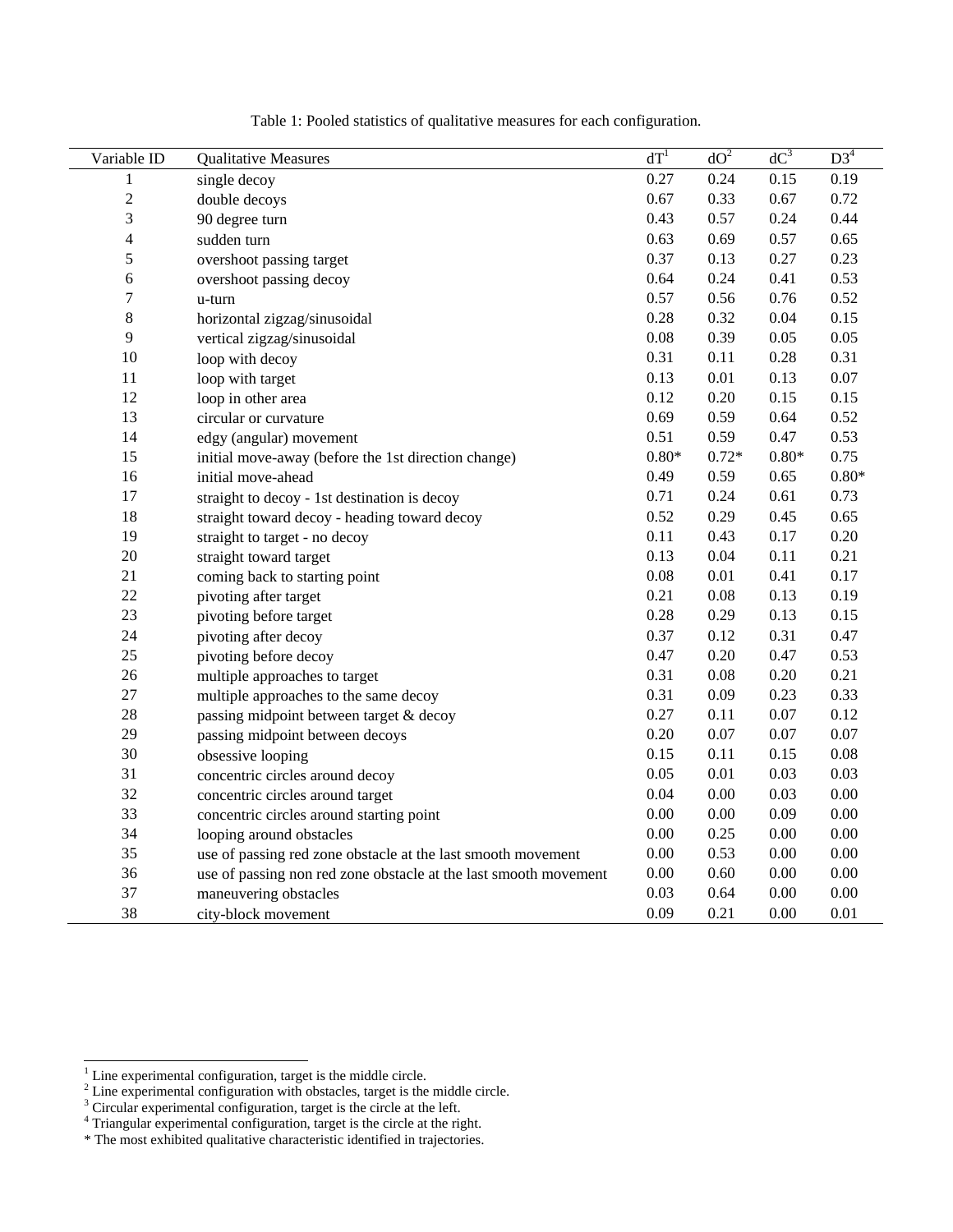Table 1: Pooled statistics of qualitative measures for each configuration.

| Variable ID | Qualitative Measures | dT[1] | dO[2] | dC[3] | D3[4] |
|---|---|---|---|---|---|
| 1 | single decoy | 0.27 | 0.24 | 0.15 | 0.19 |
| 2 | double decoys | 0.67 | 0.33 | 0.67 | 0.72 |
| 3 | 90 degree turn | 0.43 | 0.57 | 0.24 | 0.44 |
| 4 | sudden turn | 0.63 | 0.69 | 0.57 | 0.65 |
| 5 | overshoot passing target | 0.37 | 0.13 | 0.27 | 0.23 |
| 6 | overshoot passing decoy | 0.64 | 0.24 | 0.41 | 0.53 |
| 7 | u-turn | 0.57 | 0.56 | 0.76 | 0.52 |
| 8 | horizontal zigzag/sinusoidal | 0.28 | 0.32 | 0.04 | 0.15 |
| 9 | vertical zigzag/sinusoidal | 0.08 | 0.39 | 0.05 | 0.05 |
| 10 | loop with decoy | 0.31 | 0.11 | 0.28 | 0.31 |
| 11 | loop with target | 0.13 | 0.01 | 0.13 | 0.07 |
| 12 | loop in other area | 0.12 | 0.20 | 0.15 | 0.15 |
| 13 | circular or curvature | 0.69 | 0.59 | 0.64 | 0.52 |
| 14 | edgy (angular) movement | 0.51 | 0.59 | 0.47 | 0.53 |
| 15 | initial move-away (before the 1st direction change) | 0.80* | 0.72* | 0.80* | 0.75 |
| 16 | initial move-ahead | 0.49 | 0.59 | 0.65 | 0.80* |
| 17 | straight to decoy - 1st destination is decoy | 0.71 | 0.24 | 0.61 | 0.73 |
| 18 | straight toward decoy - heading toward decoy | 0.52 | 0.29 | 0.45 | 0.65 |
| 19 | straight to target - no decoy | 0.11 | 0.43 | 0.17 | 0.20 |
| 20 | straight toward target | 0.13 | 0.04 | 0.11 | 0.21 |
| 21 | coming back to starting point | 0.08 | 0.01 | 0.41 | 0.17 |
| 22 | pivoting after target | 0.21 | 0.08 | 0.13 | 0.19 |
| 23 | pivoting before target | 0.28 | 0.29 | 0.13 | 0.15 |
| 24 | pivoting after decoy | 0.37 | 0.12 | 0.31 | 0.47 |
| 25 | pivoting before decoy | 0.47 | 0.20 | 0.47 | 0.53 |
| 26 | multiple approaches to target | 0.31 | 0.08 | 0.20 | 0.21 |
| 27 | multiple approaches to the same decoy | 0.31 | 0.09 | 0.23 | 0.33 |
| 28 | passing midpoint between target & decoy | 0.27 | 0.11 | 0.07 | 0.12 |
| 29 | passing midpoint between decoys | 0.20 | 0.07 | 0.07 | 0.07 |
| 30 | obsessive looping | 0.15 | 0.11 | 0.15 | 0.08 |
| 31 | concentric circles around decoy | 0.05 | 0.01 | 0.03 | 0.03 |
| 32 | concentric circles around target | 0.04 | 0.00 | 0.03 | 0.00 |
| 33 | concentric circles around starting point | 0.00 | 0.00 | 0.09 | 0.00 |
| 34 | looping around obstacles | 0.00 | 0.25 | 0.00 | 0.00 |
| 35 | use of passing red zone obstacle at the last smooth movement | 0.00 | 0.53 | 0.00 | 0.00 |
| 36 | use of passing non red zone obstacle at the last smooth movement | 0.00 | 0.60 | 0.00 | 0.00 |
| 37 | maneuvering obstacles | 0.03 | 0.64 | 0.00 | 0.00 |
| 38 | city-block movement | 0.09 | 0.21 | 0.00 | 0.01 |

[1] Line experimental configuration, target is the middle circle.
[2] Line experimental configuration with obstacles, target is the middle circle.
[3] Circular experimental configuration, target is the circle at the left.
[4] Triangular experimental configuration, target is the circle at the right.
* The most exhibited qualitative characteristic identified in trajectories.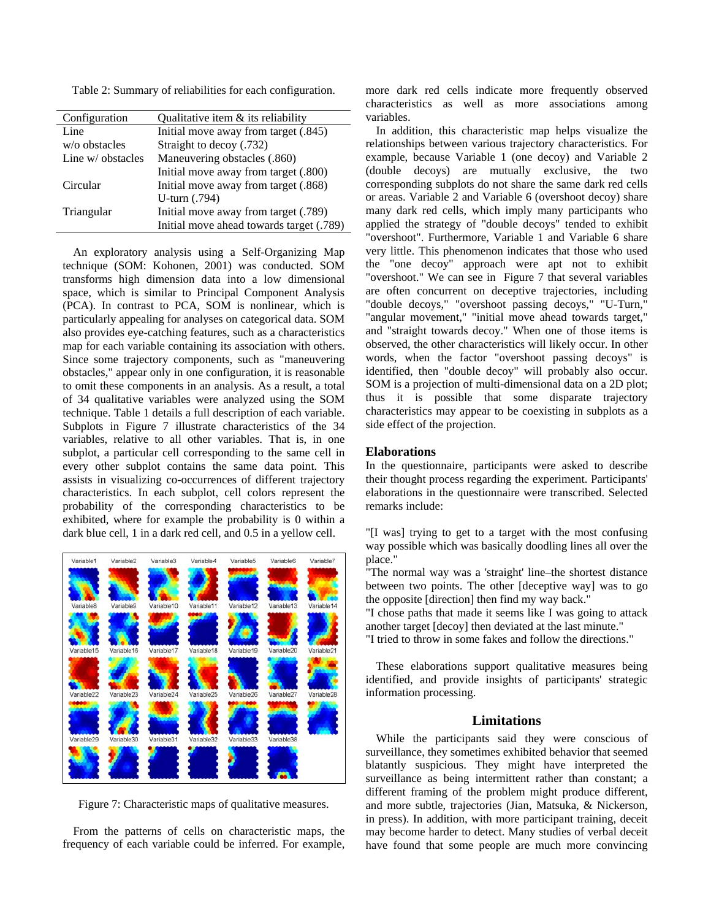Table 2: Summary of reliabilities for each configuration.

| Configuration | Qualitative item & its reliability |
|---|---|
| Line w/o obstacles | Initial move away from target (.845) |
| | Straight to decoy (.732) |
| Line w/ obstacles | Maneuvering obstacles (.860) |
| | Initial move away from target (.800) |
| Circular | Initial move away from target (.868) |
| | U-turn (.794) |
| Triangular | Initial move away from target (.789) |
| | Initial move ahead towards target (.789) |

An exploratory analysis using a Self-Organizing Map technique (SOM: Kohonen, 2001) was conducted. SOM transforms high dimension data into a low dimensional space, which is similar to Principal Component Analysis (PCA). In contrast to PCA, SOM is nonlinear, which is particularly appealing for analyses on categorical data. SOM also provides eye-catching features, such as a characteristics map for each variable containing its association with others. Since some trajectory components, such as "maneuvering obstacles," appear only in one configuration, it is reasonable to omit these components in an analysis. As a result, a total of 34 qualitative variables were analyzed using the SOM technique. Table 1 details a full description of each variable. Subplots in Figure 7 illustrate characteristics of the 34 variables, relative to all other variables. That is, in one subplot, a particular cell corresponding to the same cell in every other subplot contains the same data point. This assists in visualizing co-occurrences of different trajectory characteristics. In each subplot, cell colors represent the probability of the corresponding characteristics to be exhibited, where for example the probability is 0 within a dark blue cell, 1 in a dark red cell, and 0.5 in a yellow cell.

Figure 7: Characteristic maps of qualitative measures.

From the patterns of cells on characteristic maps, the frequency of each variable could be inferred. For example, more dark red cells indicate more frequently observed characteristics as well as more associations among variables.

In addition, this characteristic map helps visualize the relationships between various trajectory characteristics. For example, because Variable 1 (one decoy) and Variable 2 (double decoys) are mutually exclusive, the two corresponding subplots do not share the same dark red cells or areas. Variable 2 and Variable 6 (overshoot decoy) share many dark red cells, which imply many participants who applied the strategy of "double decoys" tended to exhibit "overshoot". Furthermore, Variable 1 and Variable 6 share very little. This phenomenon indicates that those who used the "one decoy" approach were apt not to exhibit "overshoot." We can see in Figure 7 that several variables are often concurrent on deceptive trajectories, including "double decoys," "overshoot passing decoys," "U-Turn," "angular movement," "initial move ahead towards target," and "straight towards decoy." When one of those items is observed, the other characteristics will likely occur. In other words, when the factor "overshoot passing decoys" is identified, then "double decoy" will probably also occur. SOM is a projection of multi-dimensional data on a 2D plot; thus it is possible that some disparate trajectory characteristics may appear to be coexisting in subplots as a side effect of the projection.

### Elaborations

In the questionnaire, participants were asked to describe their thought process regarding the experiment. Participants' elaborations in the questionnaire were transcribed. Selected remarks include:

"[I was] trying to get to a target with the most confusing way possible which was basically doodling lines all over the place."
"The normal way was a 'straight' line–the shortest distance between two points. The other [deceptive way] was to go the opposite [direction] then find my way back."
"I chose paths that made it seems like I was going to attack another target [decoy] then deviated at the last minute."
"I tried to throw in some fakes and follow the directions."

These elaborations support qualitative measures being identified, and provide insights of participants' strategic information processing.

## Limitations

While the participants said they were conscious of surveillance, they sometimes exhibited behavior that seemed blatantly suspicious. They might have interpreted the surveillance as being intermittent rather than constant; a different framing of the problem might produce different, and more subtle, trajectories (Jian, Matsuka, & Nickerson, in press). In addition, with more participant training, deceit may become harder to detect. Many studies of verbal deceit have found that some people are much more convincing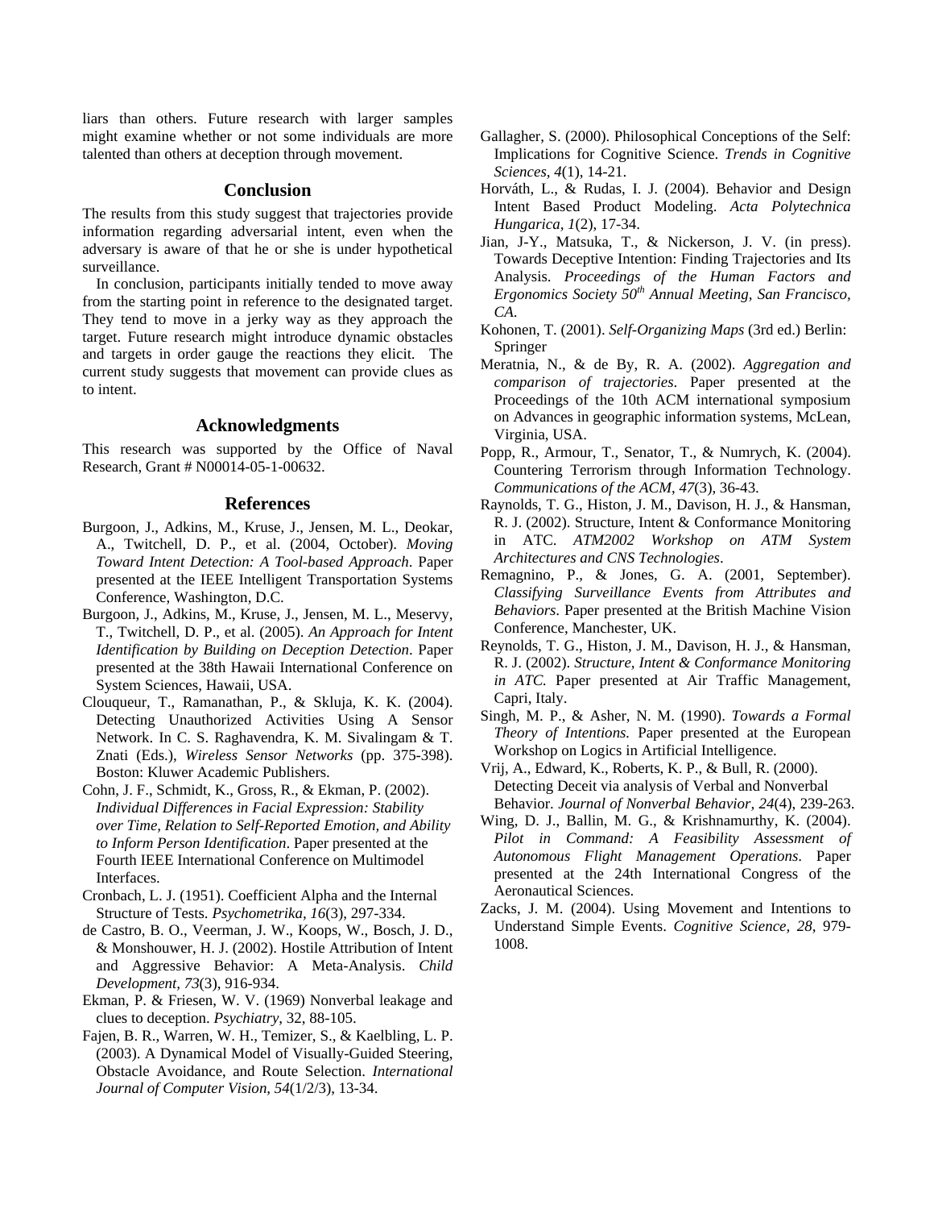liars than others. Future research with larger samples might examine whether or not some individuals are more talented than others at deception through movement.

## Conclusion

The results from this study suggest that trajectories provide information regarding adversarial intent, even when the adversary is aware of that he or she is under hypothetical surveillance.

In conclusion, participants initially tended to move away from the starting point in reference to the designated target. They tend to move in a jerky way as they approach the target. Future research might introduce dynamic obstacles and targets in order gauge the reactions they elicit. The current study suggests that movement can provide clues as to intent.

## Acknowledgments

This research was supported by the Office of Naval Research, Grant # N00014-05-1-00632.

## References

Burgoon, J., Adkins, M., Kruse, J., Jensen, M. L., Deokar, A., Twitchell, D. P., et al. (2004, October). *Moving Toward Intent Detection: A Tool-based Approach*. Paper presented at the IEEE Intelligent Transportation Systems Conference, Washington, D.C.

Burgoon, J., Adkins, M., Kruse, J., Jensen, M. L., Meservy, T., Twitchell, D. P., et al. (2005). *An Approach for Intent Identification by Building on Deception Detection*. Paper presented at the 38th Hawaii International Conference on System Sciences, Hawaii, USA.

Clouqueur, T., Ramanathan, P., & Skluja, K. K. (2004). Detecting Unauthorized Activities Using A Sensor Network. In C. S. Raghavendra, K. M. Sivalingam & T. Znati (Eds.), *Wireless Sensor Networks* (pp. 375-398). Boston: Kluwer Academic Publishers.

Cohn, J. F., Schmidt, K., Gross, R., & Ekman, P. (2002). *Individual Differences in Facial Expression: Stability over Time, Relation to Self-Reported Emotion, and Ability to Inform Person Identification*. Paper presented at the Fourth IEEE International Conference on Multimodel Interfaces.

Cronbach, L. J. (1951). Coefficient Alpha and the Internal Structure of Tests. *Psychometrika, 16*(3), 297-334.

de Castro, B. O., Veerman, J. W., Koops, W., Bosch, J. D., & Monshouwer, H. J. (2002). Hostile Attribution of Intent and Aggressive Behavior: A Meta-Analysis. *Child Development, 73*(3), 916-934.

Ekman, P. & Friesen, W. V. (1969) Nonverbal leakage and clues to deception. *Psychiatry*, 32, 88-105.

Fajen, B. R., Warren, W. H., Temizer, S., & Kaelbling, L. P. (2003). A Dynamical Model of Visually-Guided Steering, Obstacle Avoidance, and Route Selection. *International Journal of Computer Vision, 54*(1/2/3), 13-34.

Gallagher, S. (2000). Philosophical Conceptions of the Self: Implications for Cognitive Science. *Trends in Cognitive Sciences, 4*(1), 14-21.

Horváth, L., & Rudas, I. J. (2004). Behavior and Design Intent Based Product Modeling. *Acta Polytechnica Hungarica, 1*(2), 17-34.

Jian, J-Y., Matsuka, T., & Nickerson, J. V. (in press). Towards Deceptive Intention: Finding Trajectories and Its Analysis. *Proceedings of the Human Factors and Ergonomics Society 50th Annual Meeting, San Francisco, CA*.

Kohonen, T. (2001). *Self-Organizing Maps* (3rd ed.) Berlin: Springer

Meratnia, N., & de By, R. A. (2002). *Aggregation and comparison of trajectories*. Paper presented at the Proceedings of the 10th ACM international symposium on Advances in geographic information systems, McLean, Virginia, USA.

Popp, R., Armour, T., Senator, T., & Numrych, K. (2004). Countering Terrorism through Information Technology. *Communications of the ACM, 47*(3), 36-43.

Raynolds, T. G., Histon, J. M., Davison, H. J., & Hansman, R. J. (2002). Structure, Intent & Conformance Monitoring in ATC. *ATM2002 Workshop on ATM System Architectures and CNS Technologies*.

Remagnino, P., & Jones, G. A. (2001, September). *Classifying Surveillance Events from Attributes and Behaviors*. Paper presented at the British Machine Vision Conference, Manchester, UK.

Reynolds, T. G., Histon, J. M., Davison, H. J., & Hansman, R. J. (2002). *Structure, Intent & Conformance Monitoring in ATC.* Paper presented at Air Traffic Management, Capri, Italy.

Singh, M. P., & Asher, N. M. (1990). *Towards a Formal Theory of Intentions.* Paper presented at the European Workshop on Logics in Artificial Intelligence.

Vrij, A., Edward, K., Roberts, K. P., & Bull, R. (2000). Detecting Deceit via analysis of Verbal and Nonverbal Behavior. *Journal of Nonverbal Behavior, 24*(4), 239-263.

Wing, D. J., Ballin, M. G., & Krishnamurthy, K. (2004). *Pilot in Command: A Feasibility Assessment of Autonomous Flight Management Operations*. Paper presented at the 24th International Congress of the Aeronautical Sciences.

Zacks, J. M. (2004). Using Movement and Intentions to Understand Simple Events. *Cognitive Science, 28*, 979-1008.